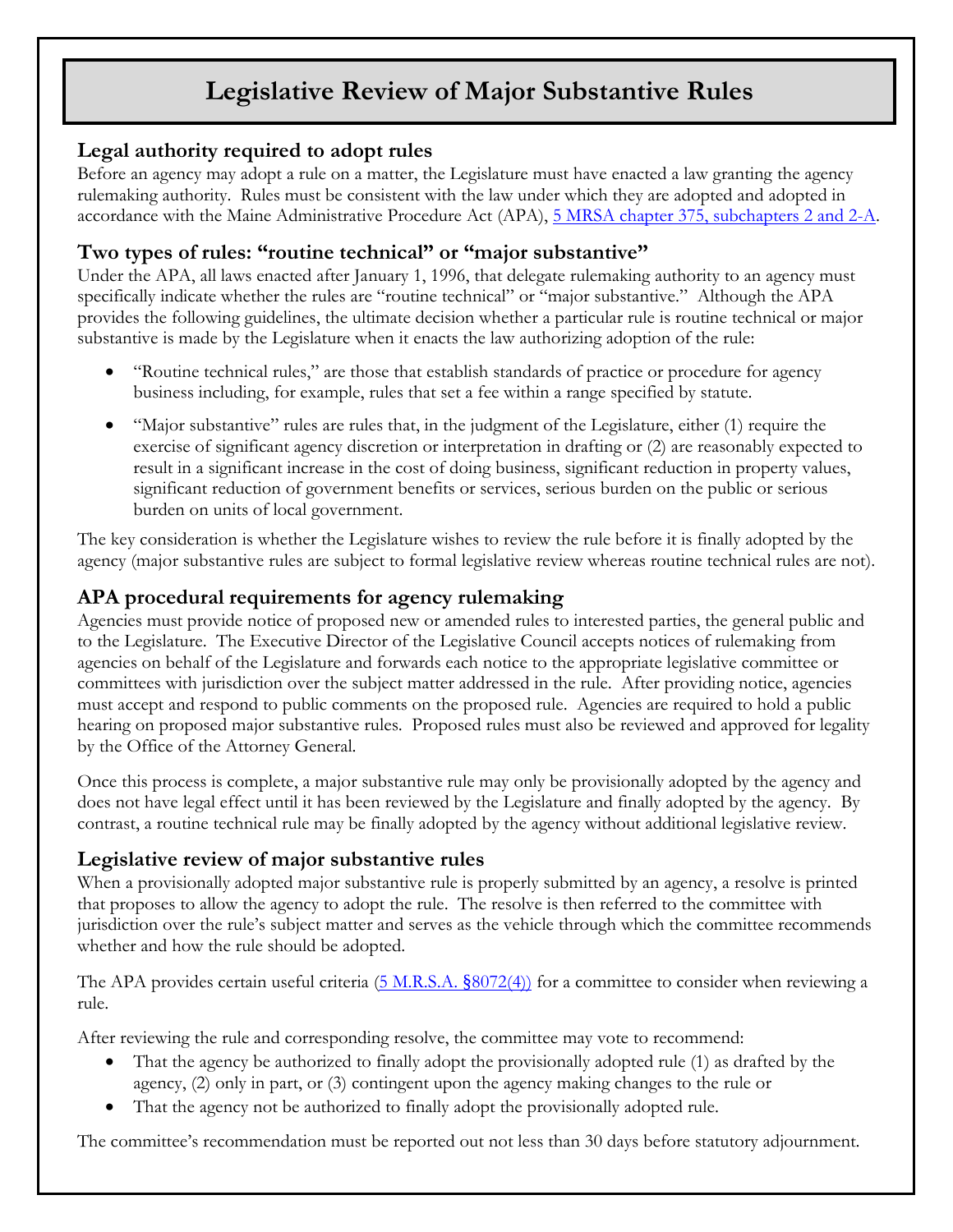# Legislative Review of Major Substantive Rules

## Legal authority required to adopt rules

Before an agency may adopt a rule on a matter, the Legislature must have enacted a law granting the agency rulemaking authority. Rules must be consistent with the law under which they are adopted and adopted in accordance with the Maine Administrative Procedure Act (APA), [5 MRSA chapter 375, subchapters 2 and 2-A](#).

## Two types of rules: "routine technical" or "major substantive"

Under the APA, all laws enacted after January 1, 1996, that delegate rulemaking authority to an agency must specifically indicate whether the rules are "routine technical" or "major substantive." Although the APA provides the following guidelines, the ultimate decision whether a particular rule is routine technical or major substantive is made by the Legislature when it enacts the law authorizing adoption of the rule:

- "Routine technical rules," are those that establish standards of practice or procedure for agency business including, for example, rules that set a fee within a range specified by statute.
- "Major substantive" rules are rules that, in the judgment of the Legislature, either (1) require the exercise of significant agency discretion or interpretation in drafting or (2) are reasonably expected to result in a significant increase in the cost of doing business, significant reduction in property values, significant reduction of government benefits or services, serious burden on the public or serious burden on units of local government.

The key consideration is whether the Legislature wishes to review the rule before it is finally adopted by the agency (major substantive rules are subject to formal legislative review whereas routine technical rules are not).

## APA procedural requirements for agency rulemaking

Agencies must provide notice of proposed new or amended rules to interested parties, the general public and to the Legislature. The Executive Director of the Legislative Council accepts notices of rulemaking from agencies on behalf of the Legislature and forwards each notice to the appropriate legislative committee or committees with jurisdiction over the subject matter addressed in the rule. After providing notice, agencies must accept and respond to public comments on the proposed rule. Agencies are required to hold a public hearing on proposed major substantive rules. Proposed rules must also be reviewed and approved for legality by the Office of the Attorney General.

Once this process is complete, a major substantive rule may only be provisionally adopted by the agency and does not have legal effect until it has been reviewed by the Legislature and finally adopted by the agency. By contrast, a routine technical rule may be finally adopted by the agency without additional legislative review.

## Legislative review of major substantive rules

When a provisionally adopted major substantive rule is properly submitted by an agency, a resolve is printed that proposes to allow the agency to adopt the rule. The resolve is then referred to the committee with jurisdiction over the rule's subject matter and serves as the vehicle through which the committee recommends whether and how the rule should be adopted.

The APA provides certain useful criteria ([5 M.R.S.A. §8072(4)](#)) for a committee to consider when reviewing a rule.

After reviewing the rule and corresponding resolve, the committee may vote to recommend:

- That the agency be authorized to finally adopt the provisionally adopted rule (1) as drafted by the agency, (2) only in part, or (3) contingent upon the agency making changes to the rule or
- That the agency not be authorized to finally adopt the provisionally adopted rule.

The committee's recommendation must be reported out not less than 30 days before statutory adjournment.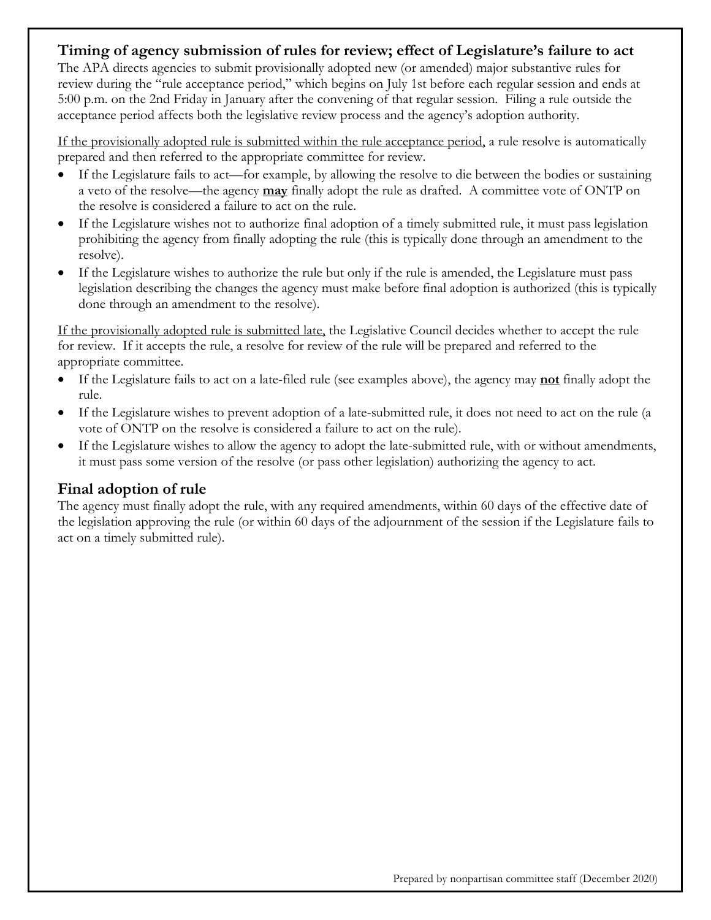## Timing of agency submission of rules for review; effect of Legislature's failure to act

The APA directs agencies to submit provisionally adopted new (or amended) major substantive rules for review during the "rule acceptance period," which begins on July 1st before each regular session and ends at 5:00 p.m. on the 2nd Friday in January after the convening of that regular session. Filing a rule outside the acceptance period affects both the legislative review process and the agency's adoption authority.

<u>If the provisionally adopted rule is submitted within the rule acceptance period,</u> a rule resolve is automatically prepared and then referred to the appropriate committee for review.

- If the Legislature fails to act—for example, by allowing the resolve to die between the bodies or sustaining a veto of the resolve—the agency <u>**may**</u> finally adopt the rule as drafted. A committee vote of ONTP on the resolve is considered a failure to act on the rule.
- If the Legislature wishes not to authorize final adoption of a timely submitted rule, it must pass legislation prohibiting the agency from finally adopting the rule (this is typically done through an amendment to the resolve).
- If the Legislature wishes to authorize the rule but only if the rule is amended, the Legislature must pass legislation describing the changes the agency must make before final adoption is authorized (this is typically done through an amendment to the resolve).

<u>If the provisionally adopted rule is submitted late,</u> the Legislative Council decides whether to accept the rule for review. If it accepts the rule, a resolve for review of the rule will be prepared and referred to the appropriate committee.

- If the Legislature fails to act on a late-filed rule (see examples above), the agency may <u>**not**</u> finally adopt the rule.
- If the Legislature wishes to prevent adoption of a late-submitted rule, it does not need to act on the rule (a vote of ONTP on the resolve is considered a failure to act on the rule).
- If the Legislature wishes to allow the agency to adopt the late-submitted rule, with or without amendments, it must pass some version of the resolve (or pass other legislation) authorizing the agency to act.

## Final adoption of rule

The agency must finally adopt the rule, with any required amendments, within 60 days of the effective date of the legislation approving the rule (or within 60 days of the adjournment of the session if the Legislature fails to act on a timely submitted rule).

Prepared by nonpartisan committee staff (December 2020)